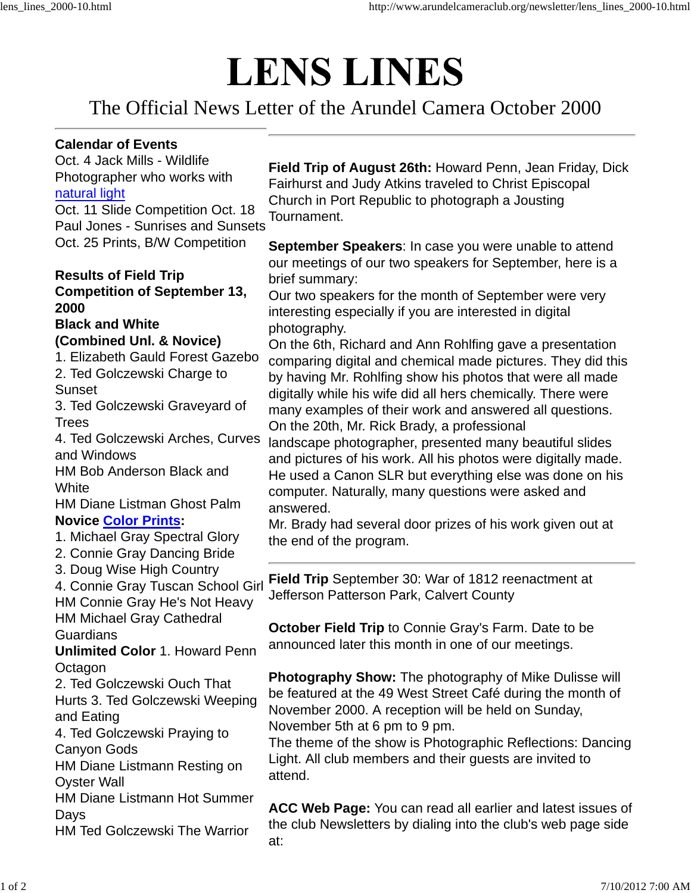# LENS LINES

The Official News Letter of the Arundel Camera October 2000

---

**Calendar of Events**

Oct. 4 Jack Mills - Wildlife Photographer who works with natural light

Oct. 11 Slide Competition Oct. 18 Paul Jones - Sunrises and Sunsets

Oct. 25 Prints, B/W Competition

**Results of Field Trip Competition of September 13, 2000**

**Black and White**

**(Combined Unl. & Novice)**

1. Elizabeth Gauld Forest Gazebo
2. Ted Golczewski Charge to Sunset
3. Ted Golczewski Graveyard of Trees
4. Ted Golczewski Arches, Curves and Windows

HM Bob Anderson Black and White

HM Diane Listman Ghost Palm

**Novice Color Prints:**

1. Michael Gray Spectral Glory
2. Connie Gray Dancing Bride
3. Doug Wise High Country
4. Connie Gray Tuscan School Girl

HM Connie Gray He's Not Heavy

HM Michael Gray Cathedral Guardians

**Unlimited Color** 1. Howard Penn Octagon

2. Ted Golczewski Ouch That Hurts 3. Ted Golczewski Weeping and Eating

4. Ted Golczewski Praying to Canyon Gods

HM Diane Listmann Resting on Oyster Wall

HM Diane Listmann Hot Summer Days

HM Ted Golczewski The Warrior

---

**Field Trip of August 26th:** Howard Penn, Jean Friday, Dick Fairhurst and Judy Atkins traveled to Christ Episcopal Church in Port Republic to photograph a Jousting Tournament.

**September Speakers**: In case you were unable to attend our meetings of our two speakers for September, here is a brief summary:

Our two speakers for the month of September were very interesting especially if you are interested in digital photography.

On the 6th, Richard and Ann Rohlfing gave a presentation comparing digital and chemical made pictures. They did this by having Mr. Rohlfing show his photos that were all made digitally while his wife did all hers chemically. There were many examples of their work and answered all questions.

On the 20th, Mr. Rick Brady, a professional landscape photographer, presented many beautiful slides and pictures of his work. All his photos were digitally made. He used a Canon SLR but everything else was done on his computer. Naturally, many questions were asked and answered.

Mr. Brady had several door prizes of his work given out at the end of the program.

---

**Field Trip** September 30: War of 1812 reenactment at Jefferson Patterson Park, Calvert County

**October Field Trip** to Connie Gray's Farm. Date to be announced later this month in one of our meetings.

**Photography Show:** The photography of Mike Dulisse will be featured at the 49 West Street Café during the month of November 2000. A reception will be held on Sunday, November 5th at 6 pm to 9 pm.

The theme of the show is Photographic Reflections: Dancing Light. All club members and their guests are invited to attend.

**ACC Web Page:** You can read all earlier and latest issues of the club Newsletters by dialing into the club's web page side at: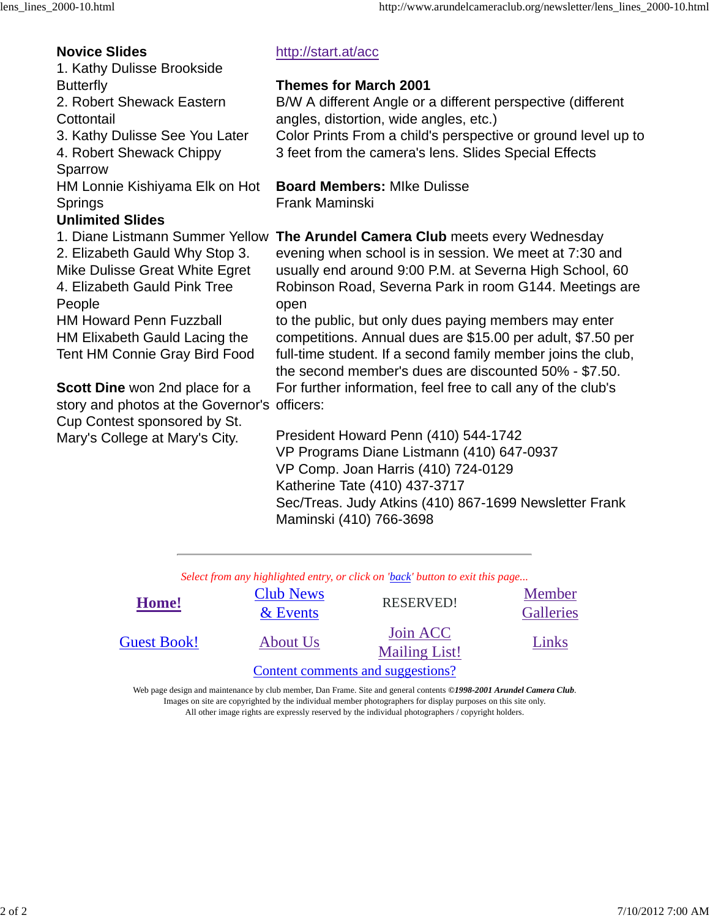**Novice Slides**
1. Kathy Dulisse Brookside Butterfly
2. Robert Shewack Eastern Cottontail
3. Kathy Dulisse See You Later
4. Robert Shewack Chippy Sparrow
HM Lonnie Kishiyama Elk on Hot Springs

**Unlimited Slides**
1. Diane Listmann Summer Yellow
2. Elizabeth Gauld Why Stop 3. Mike Dulisse Great White Egret
4. Elizabeth Gauld Pink Tree People
HM Howard Penn Fuzzball
HM Elixabeth Gauld Lacing the Tent HM Connie Gray Bird Food

**Scott Dine** won 2nd place for a story and photos at the Governor's Cup Contest sponsored by St. Mary's College at Mary's City.

http://start.at/acc

**Themes for March 2001**
B/W A different Angle or a different perspective (different angles, distortion, wide angles, etc.)
Color Prints From a child's perspective or ground level up to 3 feet from the camera's lens. Slides Special Effects

**Board Members:** MIke Dulisse
Frank Maminski

**The Arundel Camera Club** meets every Wednesday evening when school is in session. We meet at 7:30 and usually end around 9:00 P.M. at Severna High School, 60 Robinson Road, Severna Park in room G144. Meetings are open
to the public, but only dues paying members may enter competitions. Annual dues are $15.00 per adult, $7.50 per full-time student. If a second family member joins the club, the second member's dues are discounted 50% - $7.50. For further information, feel free to call any of the club's officers:

President Howard Penn (410) 544-1742
VP Programs Diane Listmann (410) 647-0937
VP Comp. Joan Harris (410) 724-0129
Katherine Tate (410) 437-3717
Sec/Treas. Judy Atkins (410) 867-1699 Newsletter Frank Maminski (410) 766-3698

---

*Select from any highlighted entry, or click on 'back' button to exit this page...*

| | | | |
|---|---|---|---|
| **Home!** | Club News & Events | RESERVED! | Member Galleries |
| Guest Book! | About Us | Join ACC Mailing List! | Links |

Content comments and suggestions?

Web page design and maintenance by club member, Dan Frame. Site and general contents ***©1998-2001 Arundel Camera Club***.
Images on site are copyrighted by the individual member photographers for display purposes on this site only.
All other image rights are expressly reserved by the individual photographers / copyright holders.